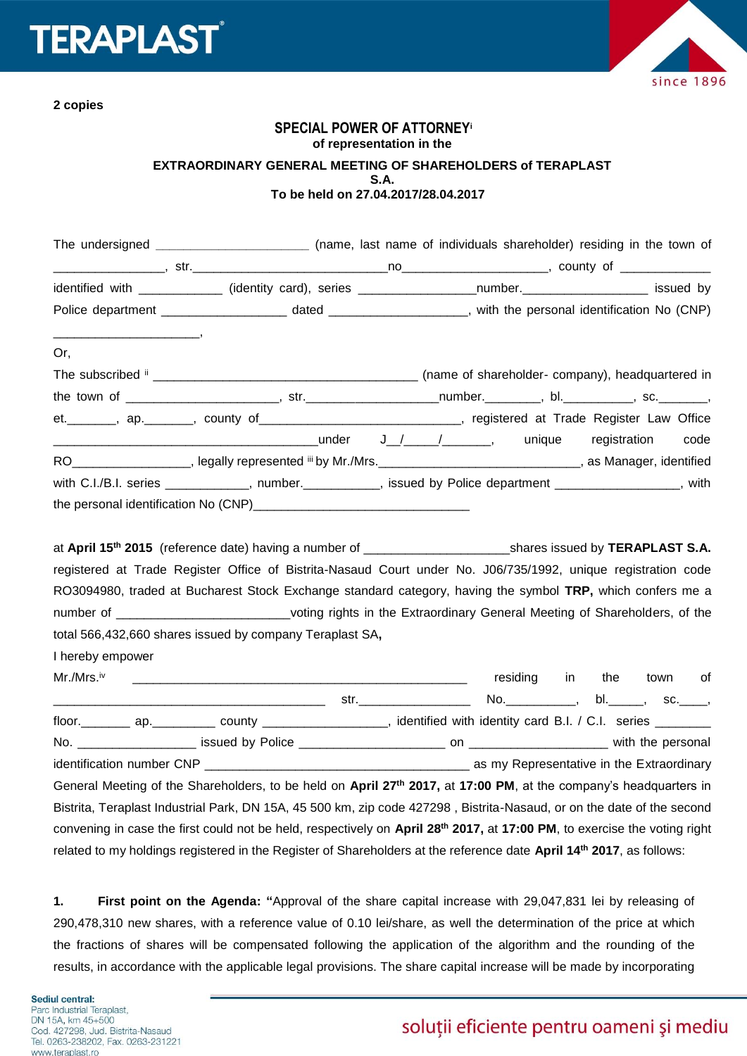2 copies

## SPECIAL POWER OF ATTORNEY[i]

**of representation in the**

**EXTRAORDINARY GENERAL MEETING OF SHAREHOLDERS of TERAPLAST S.A.**
**To be held on 27.04.2017/28.04.2017**

The undersigned _____________________ (name, last name of individuals shareholder) residing in the town of _______________, str.___________________________no____________________, county of ____________ identified with ___________ (identity card), series ________________number._________________ issued by Police department _________________ dated ___________________, with the personal identification No (CNP) ____________________,

Or,

The subscribed [ii] ____________________________________ (name of shareholder- company), headquartered in the town of _____________________, str.__________________number.________, bl.__________, sc._______, et._______, ap._______, county of_____________________________, registered at Trade Register Law Office ______________________________________under J__/_____/_______, unique registration code RO_________________, legally represented [iii] by Mr./Mrs._____________________________, as Manager, identified with C.I./B.I. series ___________, number.___________, issued by Police department _________________, with the personal identification No (CNP)_______________________________

at **April 15th 2015** (reference date) having a number of ____________________shares issued by **TERAPLAST S.A.** registered at Trade Register Office of Bistrita-Nasaud Court under No. J06/735/1992, unique registration code RO3094980, traded at Bucharest Stock Exchange standard category, having the symbol **TRP,** which confers me a number of ________________________voting rights in the Extraordinary General Meeting of Shareholders, of the total 566,432,660 shares issued by company Teraplast SA**,**

I hereby empower

Mr./Mrs.[iv] ________________________________________________ residing in the town of _______________________________________ str.________________ No.__________, bl._____, sc.____, floor._______ ap._________ county _________________, identified with identity card B.I. / C.I. series ________ No. ________________ issued by Police ____________________ on ___________________ with the personal identification number CNP ______________________________________ as my Representative in the Extraordinary General Meeting of the Shareholders, to be held on **April 27th 2017,** at **17:00 PM**, at the company's headquarters in Bistrita, Teraplast Industrial Park, DN 15A, 45 500 km, zip code 427298 , Bistrita-Nasaud, or on the date of the second convening in case the first could not be held, respectively on **April 28th 2017,** at **17:00 PM**, to exercise the voting right related to my holdings registered in the Register of Shareholders at the reference date **April 14th 2017**, as follows:

1. **First point on the Agenda: "**Approval of the share capital increase with 29,047,831 lei by releasing of 290,478,310 new shares, with a reference value of 0.10 lei/share, as well the determination of the price at which the fractions of shares will be compensated following the application of the algorithm and the rounding of the results, in accordance with the applicable legal provisions. The share capital increase will be made by incorporating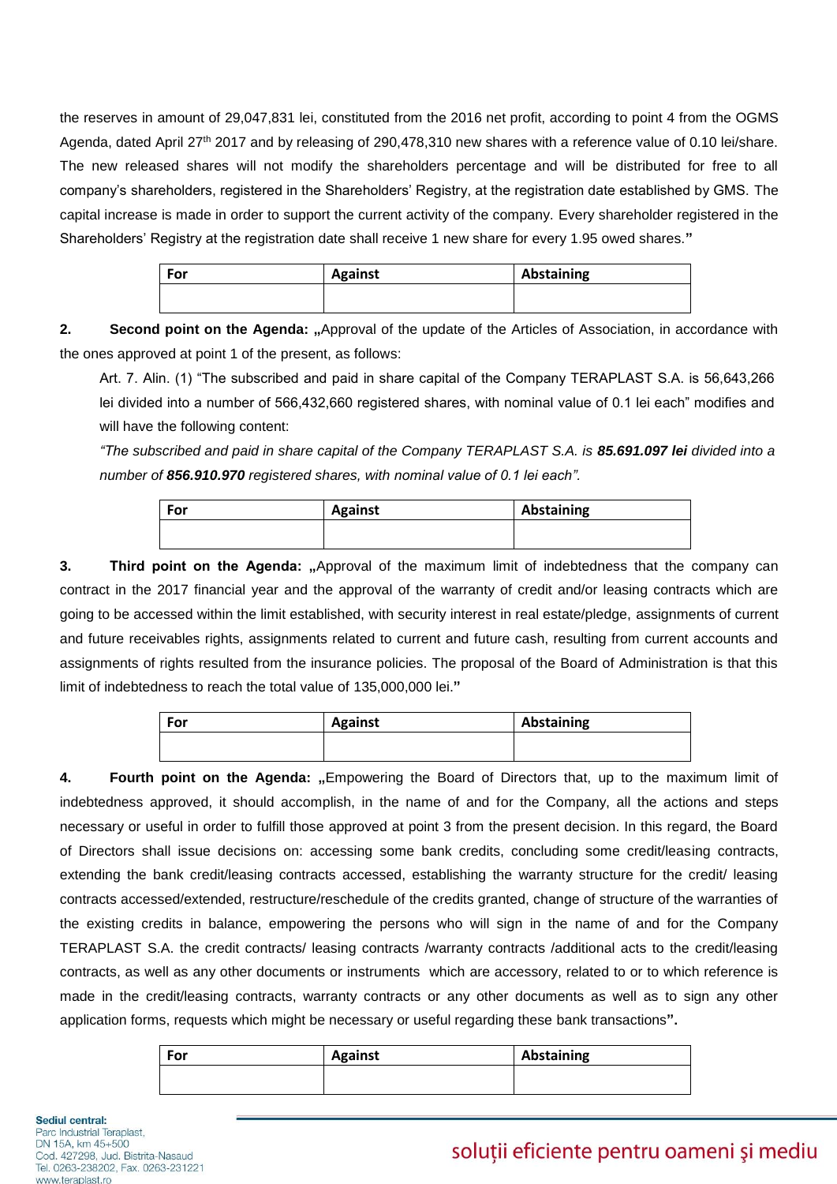the reserves in amount of 29,047,831 lei, constituted from the 2016 net profit, according to point 4 from the OGMS Agenda, dated April 27th 2017 and by releasing of 290,478,310 new shares with a reference value of 0.10 lei/share. The new released shares will not modify the shareholders percentage and will be distributed for free to all company's shareholders, registered in the Shareholders' Registry, at the registration date established by GMS. The capital increase is made in order to support the current activity of the company. Every shareholder registered in the Shareholders' Registry at the registration date shall receive 1 new share for every 1.95 owed shares.**"**

| For | Against | Abstaining |
|---|---|---|
| | | |

**2. Second point on the Agenda: „**Approval of the update of the Articles of Association, in accordance with the ones approved at point 1 of the present, as follows:

Art. 7. Alin. (1) "The subscribed and paid in share capital of the Company TERAPLAST S.A. is 56,643,266 lei divided into a number of 566,432,660 registered shares, with nominal value of 0.1 lei each" modifies and will have the following content:

*"The subscribed and paid in share capital of the Company TERAPLAST S.A. is* ***85.691.097 lei*** *divided into a number of* ***856.910.970*** *registered shares, with nominal value of 0.1 lei each".*

| For | Against | Abstaining |
|---|---|---|
| | | |

**3. Third point on the Agenda: „**Approval of the maximum limit of indebtedness that the company can contract in the 2017 financial year and the approval of the warranty of credit and/or leasing contracts which are going to be accessed within the limit established, with security interest in real estate/pledge, assignments of current and future receivables rights, assignments related to current and future cash, resulting from current accounts and assignments of rights resulted from the insurance policies. The proposal of the Board of Administration is that this limit of indebtedness to reach the total value of 135,000,000 lei.**"**

| For | Against | Abstaining |
|---|---|---|
| | | |

**4. Fourth point on the Agenda: „**Empowering the Board of Directors that, up to the maximum limit of indebtedness approved, it should accomplish, in the name of and for the Company, all the actions and steps necessary or useful in order to fulfill those approved at point 3 from the present decision. In this regard, the Board of Directors shall issue decisions on: accessing some bank credits, concluding some credit/leasing contracts, extending the bank credit/leasing contracts accessed, establishing the warranty structure for the credit/ leasing contracts accessed/extended, restructure/reschedule of the credits granted, change of structure of the warranties of the existing credits in balance, empowering the persons who will sign in the name of and for the Company TERAPLAST S.A. the credit contracts/ leasing contracts /warranty contracts /additional acts to the credit/leasing contracts, as well as any other documents or instruments which are accessory, related to or to which reference is made in the credit/leasing contracts, warranty contracts or any other documents as well as to sign any other application forms, requests which might be necessary or useful regarding these bank transactions**".**

| For | Against | Abstaining |
|---|---|---|
| | | |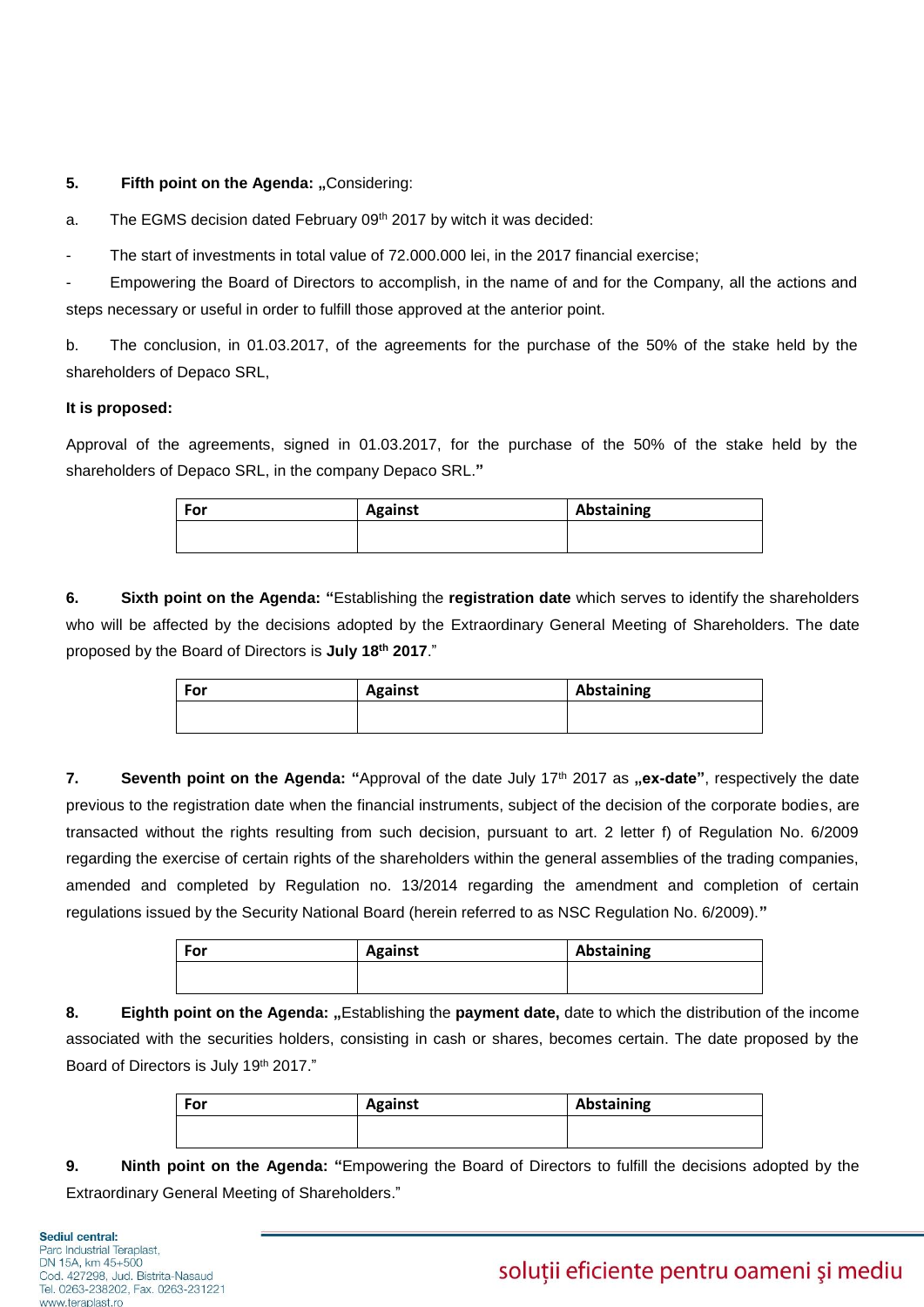**5.** **Fifth point on the Agenda: „**Considering:

a. The EGMS decision dated February 09[th] 2017 by witch it was decided:

- The start of investments in total value of 72.000.000 lei, in the 2017 financial exercise;
- Empowering the Board of Directors to accomplish, in the name of and for the Company, all the actions and steps necessary or useful in order to fulfill those approved at the anterior point.

b. The conclusion, in 01.03.2017, of the agreements for the purchase of the 50% of the stake held by the shareholders of Depaco SRL,

**It is proposed:**

Approval of the agreements, signed in 01.03.2017, for the purchase of the 50% of the stake held by the shareholders of Depaco SRL, in the company Depaco SRL.**"**

| For | Against | Abstaining |
|---|---|---|
| | | |

**6.** **Sixth point on the Agenda: "**Establishing the **registration date** which serves to identify the shareholders who will be affected by the decisions adopted by the Extraordinary General Meeting of Shareholders. The date proposed by the Board of Directors is **July 18[th] 2017**."

| For | Against | Abstaining |
|---|---|---|
| | | |

**7.** **Seventh point on the Agenda: "**Approval of the date July 17[th] 2017 as **„ex-date"**, respectively the date previous to the registration date when the financial instruments, subject of the decision of the corporate bodies, are transacted without the rights resulting from such decision, pursuant to art. 2 letter f) of Regulation No. 6/2009 regarding the exercise of certain rights of the shareholders within the general assemblies of the trading companies, amended and completed by Regulation no. 13/2014 regarding the amendment and completion of certain regulations issued by the Security National Board (herein referred to as NSC Regulation No. 6/2009).**"**

| For | Against | Abstaining |
|---|---|---|
| | | |

**8.** **Eighth point on the Agenda: „**Establishing the **payment date,** date to which the distribution of the income associated with the securities holders, consisting in cash or shares, becomes certain. The date proposed by the Board of Directors is July 19[th] 2017."

| For | Against | Abstaining |
|---|---|---|
| | | |

**9.** **Ninth point on the Agenda: "**Empowering the Board of Directors to fulfill the decisions adopted by the Extraordinary General Meeting of Shareholders."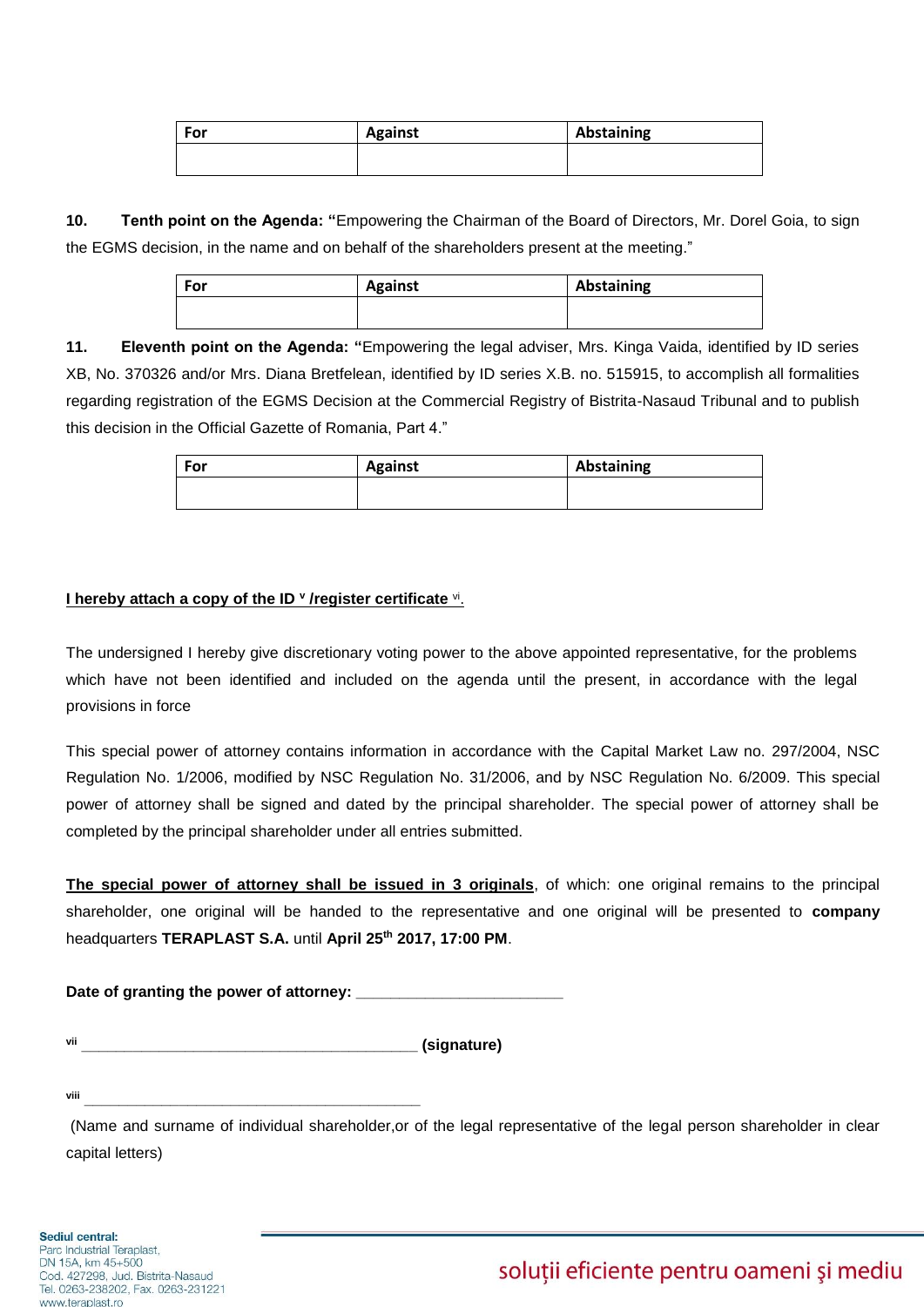| For | Against | Abstaining |
| --- | --- | --- |
| | | |

**10. Tenth point on the Agenda: "**Empowering the Chairman of the Board of Directors, Mr. Dorel Goia, to sign the EGMS decision, in the name and on behalf of the shareholders present at the meeting."

| For | Against | Abstaining |
| --- | --- | --- |
| | | |

**11. Eleventh point on the Agenda: "**Empowering the legal adviser, Mrs. Kinga Vaida, identified by ID series XB, No. 370326 and/or Mrs. Diana Bretfelean, identified by ID series X.B. no. 515915, to accomplish all formalities regarding registration of the EGMS Decision at the Commercial Registry of Bistrita-Nasaud Tribunal and to publish this decision in the Official Gazette of Romania, Part 4."

| For | Against | Abstaining |
| --- | --- | --- |
| | | |

**I hereby attach a copy of the ID [v] /register certificate [vi].**

The undersigned I hereby give discretionary voting power to the above appointed representative, for the problems which have not been identified and included on the agenda until the present, in accordance with the legal provisions in force

This special power of attorney contains information in accordance with the Capital Market Law no. 297/2004, NSC Regulation No. 1/2006, modified by NSC Regulation No. 31/2006, and by NSC Regulation No. 6/2009. This special power of attorney shall be signed and dated by the principal shareholder. The special power of attorney shall be completed by the principal shareholder under all entries submitted.

**The special power of attorney shall be issued in 3 originals**, of which: one original remains to the principal shareholder, one original will be handed to the representative and one original will be presented to **company** headquarters **TERAPLAST S.A.** until **April 25th 2017, 17:00 PM**.

**Date of granting the power of attorney:** ________________________

[vii] ________________________________________ **(signature)**

[viii] ________________________________________

(Name and surname of individual shareholder,or of the legal representative of the legal person shareholder in clear capital letters)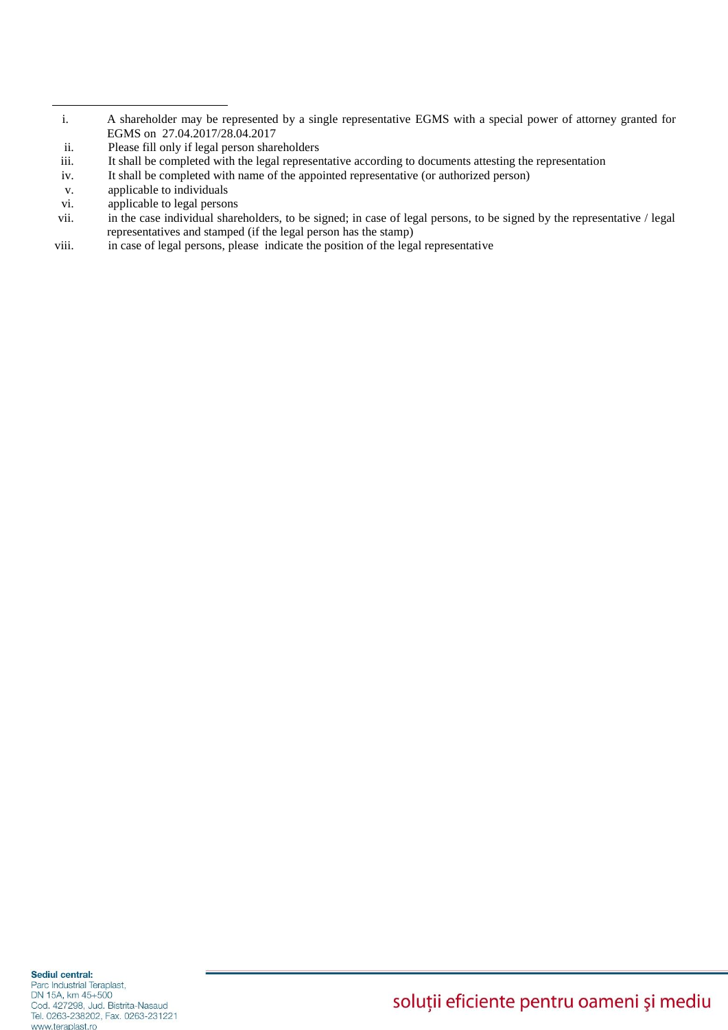i. A shareholder may be represented by a single representative EGMS with a special power of attorney granted for EGMS on 27.04.2017/28.04.2017
ii. Please fill only if legal person shareholders
iii. It shall be completed with the legal representative according to documents attesting the representation
iv. It shall be completed with name of the appointed representative (or authorized person)
v. applicable to individuals
vi. applicable to legal persons
vii. in the case individual shareholders, to be signed; in case of legal persons, to be signed by the representative / legal representatives and stamped (if the legal person has the stamp)
viii. in case of legal persons, please indicate the position of the legal representative